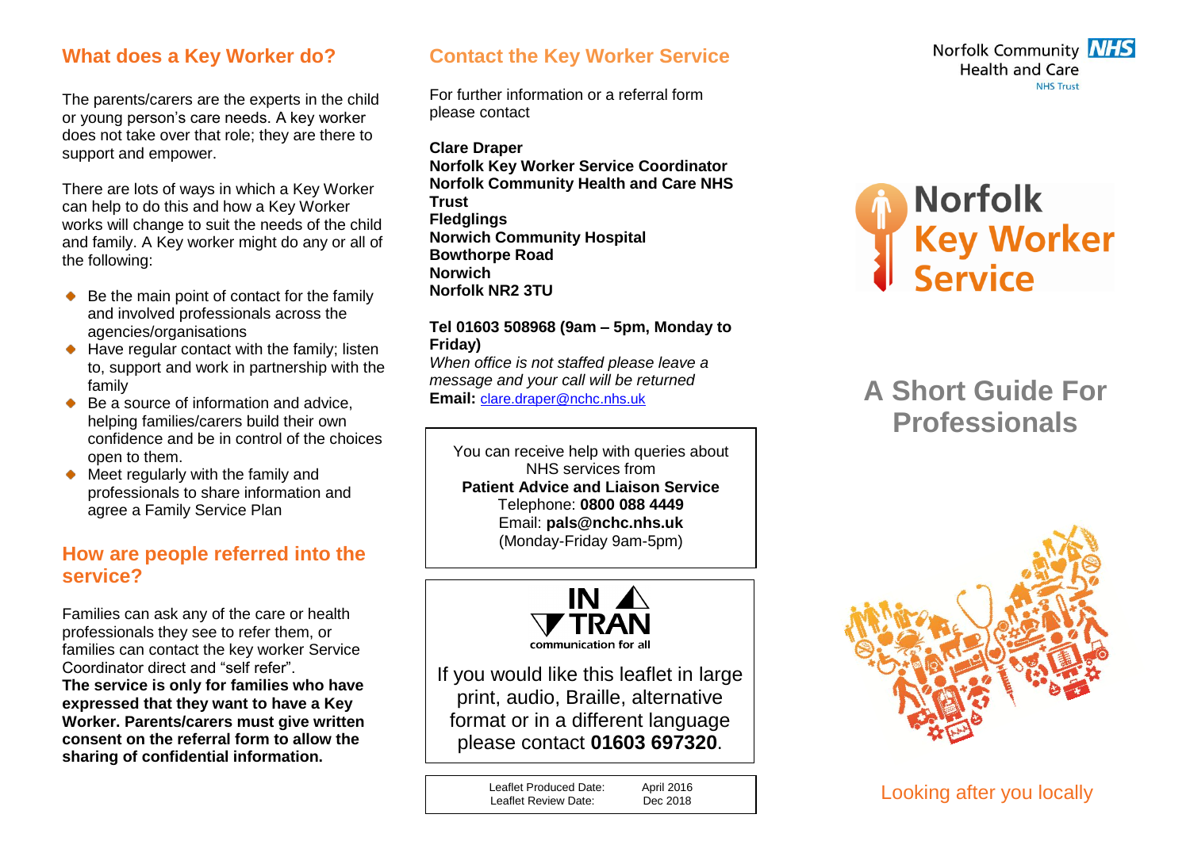## What does a Key Worker do?

The parents/carers are the experts in the child or young person's care needs. A key worker does not take over that role; they are there to support and empower.

There are lots of ways in which a Key Worker can help to do this and how a Key Worker works will change to suit the needs of the child and family. A Key worker might do any or all of the following:

- Be the main point of contact for the family and involved professionals across the agencies/organisations
- Have regular contact with the family; listen to, support and work in partnership with the family
- Be a source of information and advice, helping families/carers build their own confidence and be in control of the choices open to them.
- Meet regularly with the family and professionals to share information and agree a Family Service Plan

## How are people referred into the service?

Families can ask any of the care or health professionals they see to refer them, or families can contact the key worker Service Coordinator direct and "self refer".

**The service is only for families who have expressed that they want to have a Key Worker. Parents/carers must give written consent on the referral form to allow the sharing of confidential information.**

## Contact the Key Worker Service

For further information or a referral form please contact

**Clare Draper**
**Norfolk Key Worker Service Coordinator**
**Norfolk Community Health and Care NHS Trust**
**Fledglings**
**Norwich Community Hospital**
**Bowthorpe Road**
**Norwich**
**Norfolk NR2 3TU**

**Tel 01603 508968 (9am – 5pm, Monday to Friday)**
*When office is not staffed please leave a message and your call will be returned*
**Email:** clare.draper@nchc.nhs.uk

You can receive help with queries about NHS services from
**Patient Advice and Liaison Service**
Telephone: **0800 088 4449**
Email: **pals@nchc.nhs.uk**
(Monday-Friday 9am-5pm)

IN TRAN
communication for all

If you would like this leaflet in large print, audio, Braille, alternative format or in a different language please contact **01603 697320**.

| Leaflet Produced Date: | April 2016 |
| --- | --- |
| Leaflet Review Date: | Dec 2018 |

Norfolk Community Health and Care NHS Trust

# Norfolk Key Worker Service

## A Short Guide For Professionals

Looking after you locally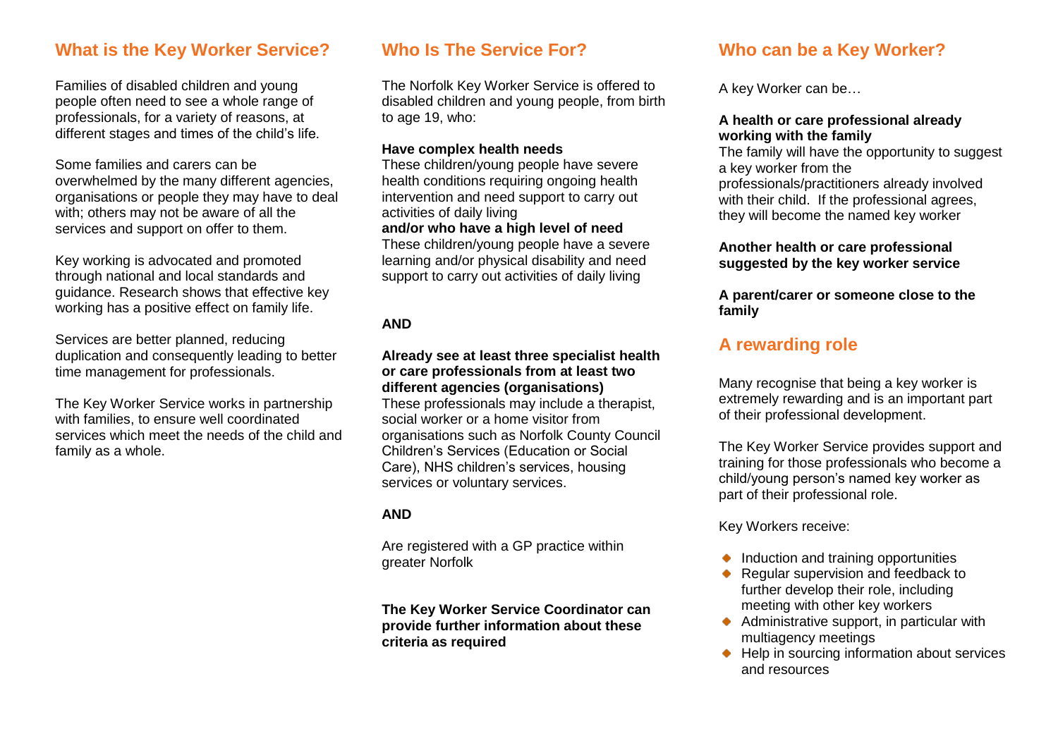## What is the Key Worker Service?

Families of disabled children and young people often need to see a whole range of professionals, for a variety of reasons, at different stages and times of the child's life.

Some families and carers can be overwhelmed by the many different agencies, organisations or people they may have to deal with; others may not be aware of all the services and support on offer to them.

Key working is advocated and promoted through national and local standards and guidance. Research shows that effective key working has a positive effect on family life.

Services are better planned, reducing duplication and consequently leading to better time management for professionals.

The Key Worker Service works in partnership with families, to ensure well coordinated services which meet the needs of the child and family as a whole.

## Who Is The Service For?

The Norfolk Key Worker Service is offered to disabled children and young people, from birth to age 19, who:

**Have complex health needs**
These children/young people have severe health conditions requiring ongoing health intervention and need support to carry out activities of daily living
**and/or who have a high level of need**
These children/young people have a severe learning and/or physical disability and need support to carry out activities of daily living

**AND**

**Already see at least three specialist health or care professionals from at least two different agencies (organisations)**
These professionals may include a therapist, social worker or a home visitor from organisations such as Norfolk County Council Children's Services (Education or Social Care), NHS children's services, housing services or voluntary services.

**AND**

Are registered with a GP practice within greater Norfolk

**The Key Worker Service Coordinator can provide further information about these criteria as required**

## Who can be a Key Worker?

A key Worker can be…

**A health or care professional already working with the family**
The family will have the opportunity to suggest a key worker from the professionals/practitioners already involved with their child. If the professional agrees, they will become the named key worker

**Another health or care professional suggested by the key worker service**

**A parent/carer or someone close to the family**

## A rewarding role

Many recognise that being a key worker is extremely rewarding and is an important part of their professional development.

The Key Worker Service provides support and training for those professionals who become a child/young person's named key worker as part of their professional role.

Key Workers receive:

- Induction and training opportunities
- Regular supervision and feedback to further develop their role, including meeting with other key workers
- Administrative support, in particular with multiagency meetings
- Help in sourcing information about services and resources